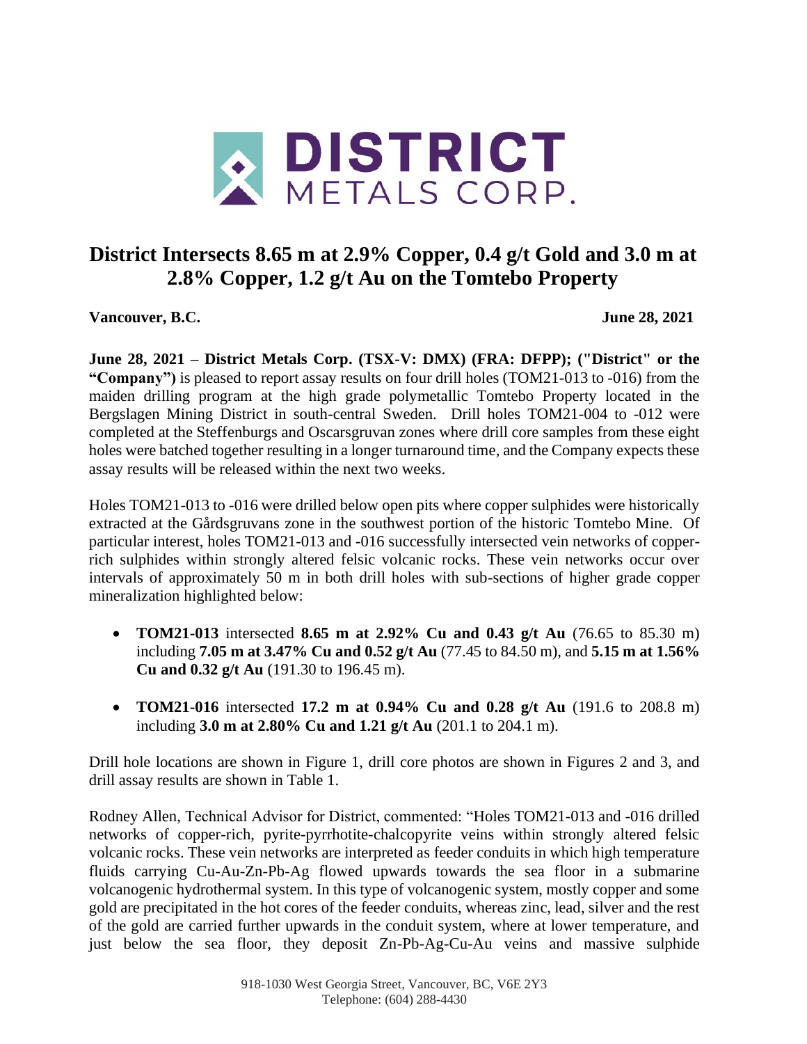# District Intersects 8.65 m at 2.9% Copper, 0.4 g/t Gold and 3.0 m at 2.8% Copper, 1.2 g/t Au on the Tomtebo Property

**Vancouver, B.C.** **June 28, 2021**

**June 28, 2021 – District Metals Corp. (TSX-V: DMX) (FRA: DFPP); ("District" or the "Company")** is pleased to report assay results on four drill holes (TOM21-013 to -016) from the maiden drilling program at the high grade polymetallic Tomtebo Property located in the Bergslagen Mining District in south-central Sweden. Drill holes TOM21-004 to -012 were completed at the Steffenburgs and Oscarsgruvan zones where drill core samples from these eight holes were batched together resulting in a longer turnaround time, and the Company expects these assay results will be released within the next two weeks.

Holes TOM21-013 to -016 were drilled below open pits where copper sulphides were historically extracted at the Gårdsgruvans zone in the southwest portion of the historic Tomtebo Mine. Of particular interest, holes TOM21-013 and -016 successfully intersected vein networks of copper-rich sulphides within strongly altered felsic volcanic rocks. These vein networks occur over intervals of approximately 50 m in both drill holes with sub-sections of higher grade copper mineralization highlighted below:

- **TOM21-013** intersected **8.65 m at 2.92% Cu and 0.43 g/t Au** (76.65 to 85.30 m) including **7.05 m at 3.47% Cu and 0.52 g/t Au** (77.45 to 84.50 m), and **5.15 m at 1.56% Cu and 0.32 g/t Au** (191.30 to 196.45 m).
- **TOM21-016** intersected **17.2 m at 0.94% Cu and 0.28 g/t Au** (191.6 to 208.8 m) including **3.0 m at 2.80% Cu and 1.21 g/t Au** (201.1 to 204.1 m).

Drill hole locations are shown in Figure 1, drill core photos are shown in Figures 2 and 3, and drill assay results are shown in Table 1.

Rodney Allen, Technical Advisor for District, commented: "Holes TOM21-013 and -016 drilled networks of copper-rich, pyrite-pyrrhotite-chalcopyrite veins within strongly altered felsic volcanic rocks. These vein networks are interpreted as feeder conduits in which high temperature fluids carrying Cu-Au-Zn-Pb-Ag flowed upwards towards the sea floor in a submarine volcanogenic hydrothermal system. In this type of volcanogenic system, mostly copper and some gold are precipitated in the hot cores of the feeder conduits, whereas zinc, lead, silver and the rest of the gold are carried further upwards in the conduit system, where at lower temperature, and just below the sea floor, they deposit Zn-Pb-Ag-Cu-Au veins and massive sulphide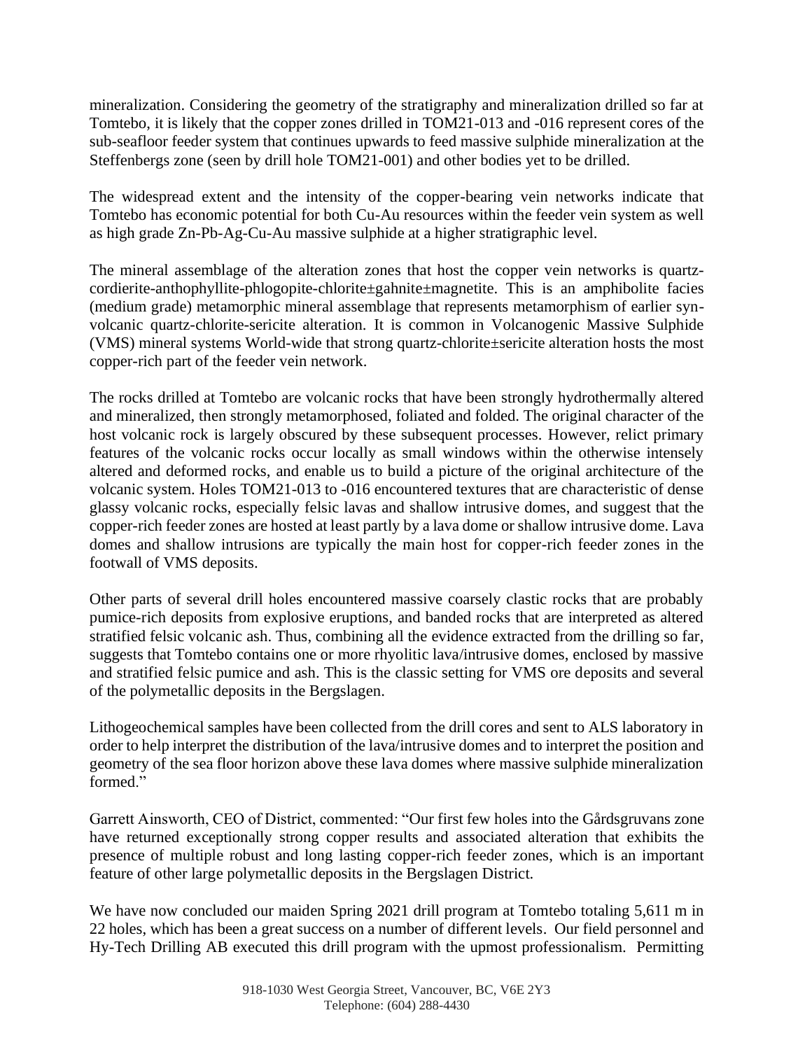mineralization. Considering the geometry of the stratigraphy and mineralization drilled so far at Tomtebo, it is likely that the copper zones drilled in TOM21-013 and -016 represent cores of the sub-seafloor feeder system that continues upwards to feed massive sulphide mineralization at the Steffenbergs zone (seen by drill hole TOM21-001) and other bodies yet to be drilled.

The widespread extent and the intensity of the copper-bearing vein networks indicate that Tomtebo has economic potential for both Cu-Au resources within the feeder vein system as well as high grade Zn-Pb-Ag-Cu-Au massive sulphide at a higher stratigraphic level.

The mineral assemblage of the alteration zones that host the copper vein networks is quartz-cordierite-anthophyllite-phlogopite-chlorite±gahnite±magnetite. This is an amphibolite facies (medium grade) metamorphic mineral assemblage that represents metamorphism of earlier syn-volcanic quartz-chlorite-sericite alteration. It is common in Volcanogenic Massive Sulphide (VMS) mineral systems World-wide that strong quartz-chlorite±sericite alteration hosts the most copper-rich part of the feeder vein network.

The rocks drilled at Tomtebo are volcanic rocks that have been strongly hydrothermally altered and mineralized, then strongly metamorphosed, foliated and folded. The original character of the host volcanic rock is largely obscured by these subsequent processes. However, relict primary features of the volcanic rocks occur locally as small windows within the otherwise intensely altered and deformed rocks, and enable us to build a picture of the original architecture of the volcanic system. Holes TOM21-013 to -016 encountered textures that are characteristic of dense glassy volcanic rocks, especially felsic lavas and shallow intrusive domes, and suggest that the copper-rich feeder zones are hosted at least partly by a lava dome or shallow intrusive dome. Lava domes and shallow intrusions are typically the main host for copper-rich feeder zones in the footwall of VMS deposits.

Other parts of several drill holes encountered massive coarsely clastic rocks that are probably pumice-rich deposits from explosive eruptions, and banded rocks that are interpreted as altered stratified felsic volcanic ash. Thus, combining all the evidence extracted from the drilling so far, suggests that Tomtebo contains one or more rhyolitic lava/intrusive domes, enclosed by massive and stratified felsic pumice and ash. This is the classic setting for VMS ore deposits and several of the polymetallic deposits in the Bergslagen.

Lithogeochemical samples have been collected from the drill cores and sent to ALS laboratory in order to help interpret the distribution of the lava/intrusive domes and to interpret the position and geometry of the sea floor horizon above these lava domes where massive sulphide mineralization formed."

Garrett Ainsworth, CEO of District, commented: "Our first few holes into the Gårdsgruvans zone have returned exceptionally strong copper results and associated alteration that exhibits the presence of multiple robust and long lasting copper-rich feeder zones, which is an important feature of other large polymetallic deposits in the Bergslagen District.

We have now concluded our maiden Spring 2021 drill program at Tomtebo totaling 5,611 m in 22 holes, which has been a great success on a number of different levels. Our field personnel and Hy-Tech Drilling AB executed this drill program with the upmost professionalism. Permitting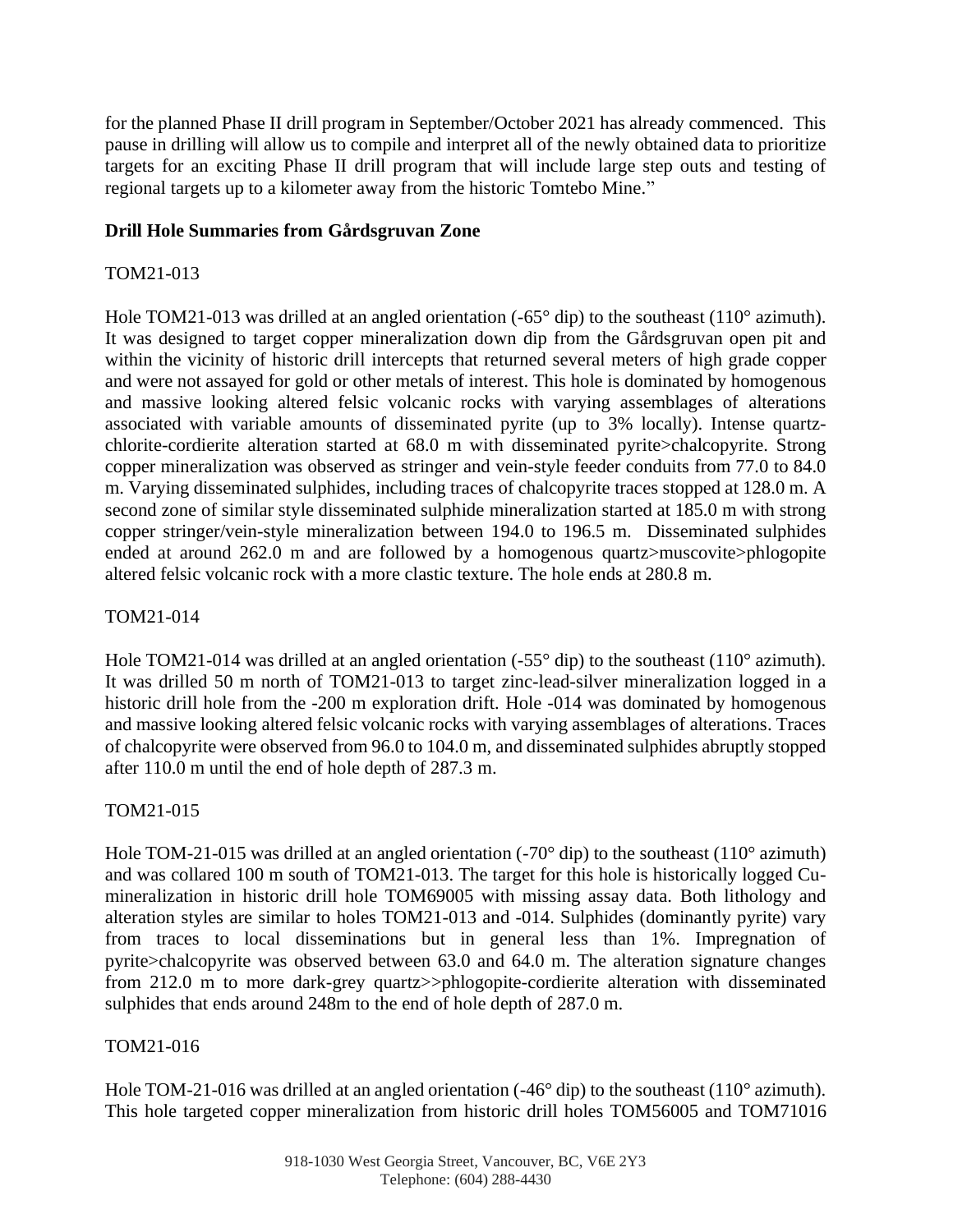for the planned Phase II drill program in September/October 2021 has already commenced. This pause in drilling will allow us to compile and interpret all of the newly obtained data to prioritize targets for an exciting Phase II drill program that will include large step outs and testing of regional targets up to a kilometer away from the historic Tomtebo Mine."

**Drill Hole Summaries from Gårdsgruvan Zone**

TOM21-013

Hole TOM21-013 was drilled at an angled orientation (-65° dip) to the southeast (110° azimuth). It was designed to target copper mineralization down dip from the Gårdsgruvan open pit and within the vicinity of historic drill intercepts that returned several meters of high grade copper and were not assayed for gold or other metals of interest. This hole is dominated by homogenous and massive looking altered felsic volcanic rocks with varying assemblages of alterations associated with variable amounts of disseminated pyrite (up to 3% locally). Intense quartz-chlorite-cordierite alteration started at 68.0 m with disseminated pyrite>chalcopyrite. Strong copper mineralization was observed as stringer and vein-style feeder conduits from 77.0 to 84.0 m. Varying disseminated sulphides, including traces of chalcopyrite traces stopped at 128.0 m. A second zone of similar style disseminated sulphide mineralization started at 185.0 m with strong copper stringer/vein-style mineralization between 194.0 to 196.5 m. Disseminated sulphides ended at around 262.0 m and are followed by a homogenous quartz>muscovite>phlogopite altered felsic volcanic rock with a more clastic texture. The hole ends at 280.8 m.

TOM21-014

Hole TOM21-014 was drilled at an angled orientation (-55° dip) to the southeast (110° azimuth). It was drilled 50 m north of TOM21-013 to target zinc-lead-silver mineralization logged in a historic drill hole from the -200 m exploration drift. Hole -014 was dominated by homogenous and massive looking altered felsic volcanic rocks with varying assemblages of alterations. Traces of chalcopyrite were observed from 96.0 to 104.0 m, and disseminated sulphides abruptly stopped after 110.0 m until the end of hole depth of 287.3 m.

TOM21-015

Hole TOM-21-015 was drilled at an angled orientation (-70° dip) to the southeast (110° azimuth) and was collared 100 m south of TOM21-013. The target for this hole is historically logged Cu-mineralization in historic drill hole TOM69005 with missing assay data. Both lithology and alteration styles are similar to holes TOM21-013 and -014. Sulphides (dominantly pyrite) vary from traces to local disseminations but in general less than 1%. Impregnation of pyrite>chalcopyrite was observed between 63.0 and 64.0 m. The alteration signature changes from 212.0 m to more dark-grey quartz>>phlogopite-cordierite alteration with disseminated sulphides that ends around 248m to the end of hole depth of 287.0 m.

TOM21-016

Hole TOM-21-016 was drilled at an angled orientation (-46° dip) to the southeast (110° azimuth). This hole targeted copper mineralization from historic drill holes TOM56005 and TOM71016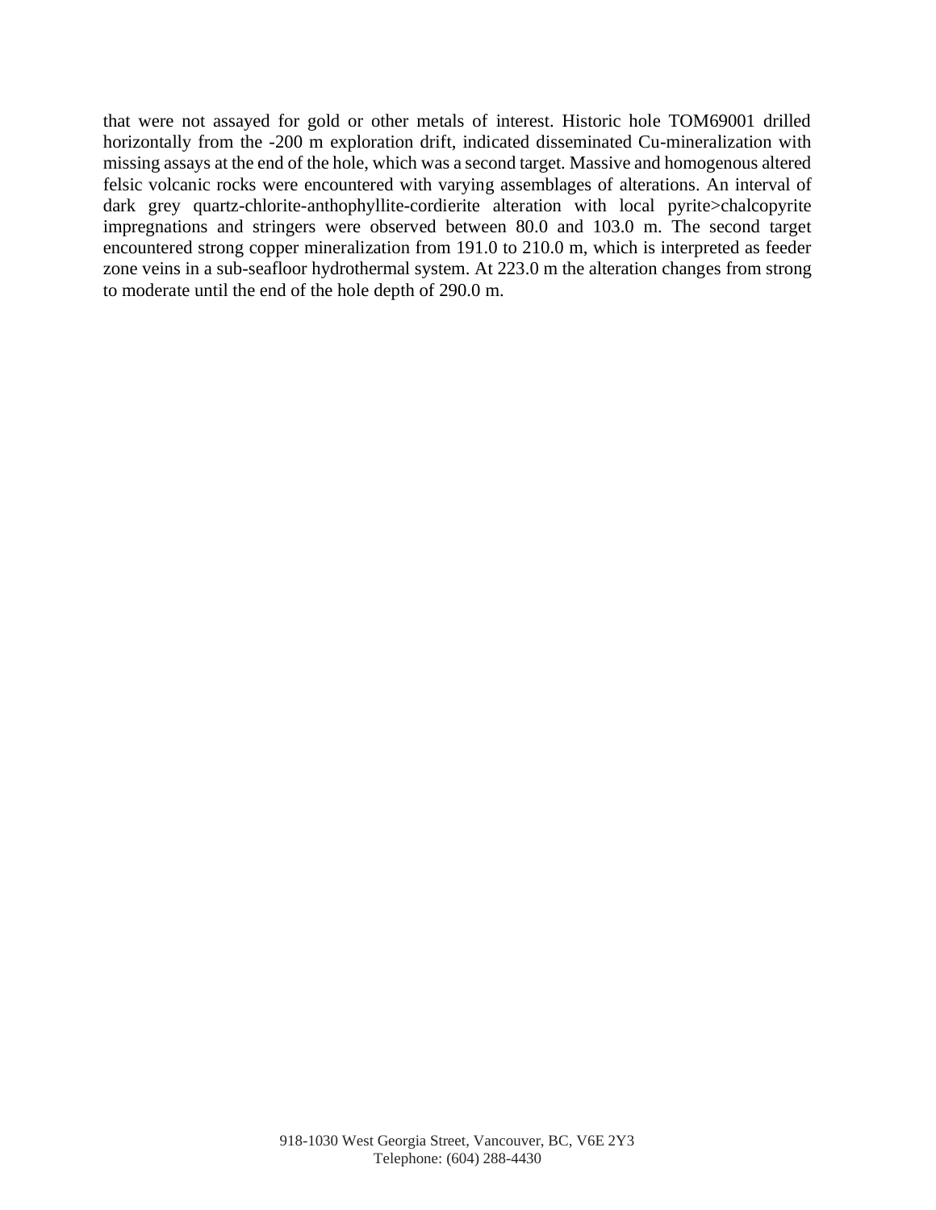that were not assayed for gold or other metals of interest. Historic hole TOM69001 drilled horizontally from the -200 m exploration drift, indicated disseminated Cu-mineralization with missing assays at the end of the hole, which was a second target. Massive and homogenous altered felsic volcanic rocks were encountered with varying assemblages of alterations. An interval of dark grey quartz-chlorite-anthophyllite-cordierite alteration with local pyrite>chalcopyrite impregnations and stringers were observed between 80.0 and 103.0 m. The second target encountered strong copper mineralization from 191.0 to 210.0 m, which is interpreted as feeder zone veins in a sub-seafloor hydrothermal system. At 223.0 m the alteration changes from strong to moderate until the end of the hole depth of 290.0 m.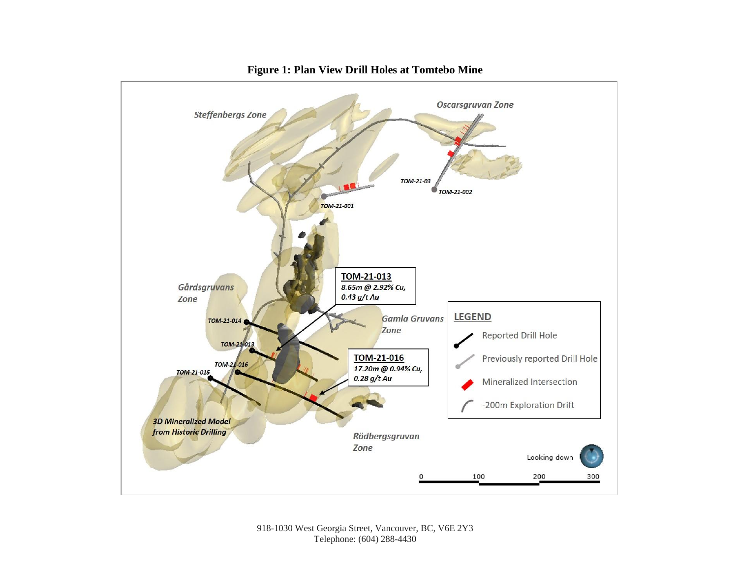**Figure 1: Plan View Drill Holes at Tomtebo Mine**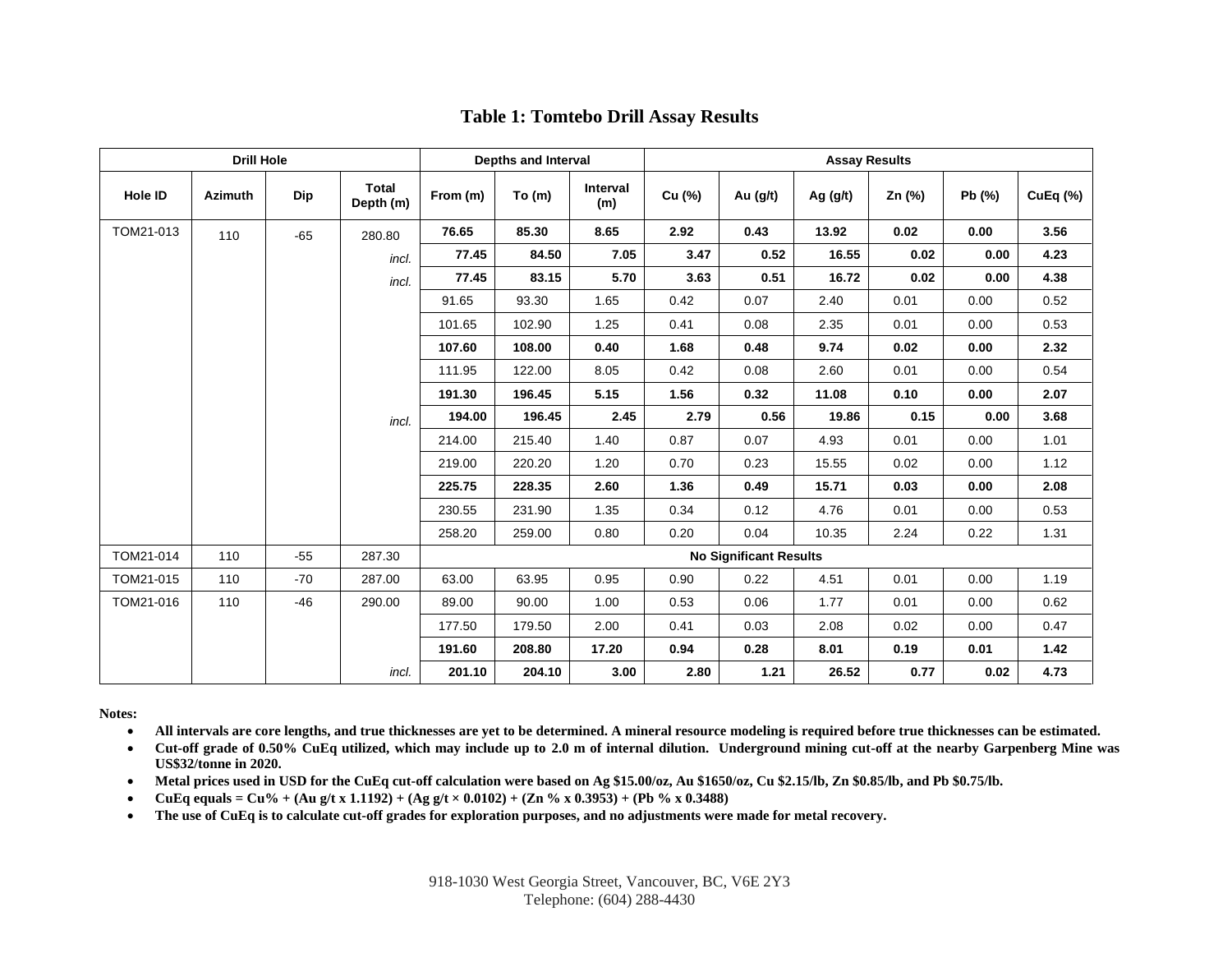# Table 1: Tomtebo Drill Assay Results

| Drill Hole | | | | Depths and Interval | | | Assay Results | | | | | |
|---|---|---|---|---|---|---|---|---|---|---|---|---|
| Hole ID | Azimuth | Dip | Total Depth (m) | From (m) | To (m) | Interval (m) | Cu (%) | Au (g/t) | Ag (g/t) | Zn (%) | Pb (%) | CuEq (%) |
| TOM21-013 | 110 | -65 | 280.80 | **76.65** | **85.30** | **8.65** | **2.92** | **0.43** | **13.92** | **0.02** | **0.00** | **3.56** |
| | | | *incl.* | **77.45** | **84.50** | **7.05** | **3.47** | **0.52** | **16.55** | **0.02** | **0.00** | **4.23** |
| | | | *incl.* | **77.45** | **83.15** | **5.70** | **3.63** | **0.51** | **16.72** | **0.02** | **0.00** | **4.38** |
| | | | | 91.65 | 93.30 | 1.65 | 0.42 | 0.07 | 2.40 | 0.01 | 0.00 | 0.52 |
| | | | | 101.65 | 102.90 | 1.25 | 0.41 | 0.08 | 2.35 | 0.01 | 0.00 | 0.53 |
| | | | | **107.60** | **108.00** | **0.40** | **1.68** | **0.48** | **9.74** | **0.02** | **0.00** | **2.32** |
| | | | | 111.95 | 122.00 | 8.05 | 0.42 | 0.08 | 2.60 | 0.01 | 0.00 | 0.54 |
| | | | | **191.30** | **196.45** | **5.15** | **1.56** | **0.32** | **11.08** | **0.10** | **0.00** | **2.07** |
| | | | *incl.* | **194.00** | **196.45** | **2.45** | **2.79** | **0.56** | **19.86** | **0.15** | **0.00** | **3.68** |
| | | | | 214.00 | 215.40 | 1.40 | 0.87 | 0.07 | 4.93 | 0.01 | 0.00 | 1.01 |
| | | | | 219.00 | 220.20 | 1.20 | 0.70 | 0.23 | 15.55 | 0.02 | 0.00 | 1.12 |
| | | | | **225.75** | **228.35** | **2.60** | **1.36** | **0.49** | **15.71** | **0.03** | **0.00** | **2.08** |
| | | | | 230.55 | 231.90 | 1.35 | 0.34 | 0.12 | 4.76 | 0.01 | 0.00 | 0.53 |
| | | | | 258.20 | 259.00 | 0.80 | 0.20 | 0.04 | 10.35 | 2.24 | 0.22 | 1.31 |
| TOM21-014 | 110 | -55 | 287.30 | **No Significant Results** | | | | | | | | |
| TOM21-015 | 110 | -70 | 287.00 | 63.00 | 63.95 | 0.95 | 0.90 | 0.22 | 4.51 | 0.01 | 0.00 | 1.19 |
| TOM21-016 | 110 | -46 | 290.00 | 89.00 | 90.00 | 1.00 | 0.53 | 0.06 | 1.77 | 0.01 | 0.00 | 0.62 |
| | | | | 177.50 | 179.50 | 2.00 | 0.41 | 0.03 | 2.08 | 0.02 | 0.00 | 0.47 |
| | | | | **191.60** | **208.80** | **17.20** | **0.94** | **0.28** | **8.01** | **0.19** | **0.01** | **1.42** |
| | | | *incl.* | **201.10** | **204.10** | **3.00** | **2.80** | **1.21** | **26.52** | **0.77** | **0.02** | **4.73** |

**Notes:**

- **All intervals are core lengths, and true thicknesses are yet to be determined. A mineral resource modeling is required before true thicknesses can be estimated.**
- **Cut-off grade of 0.50% CuEq utilized, which may include up to 2.0 m of internal dilution. Underground mining cut-off at the nearby Garpenberg Mine was US$32/tonne in 2020.**
- **Metal prices used in USD for the CuEq cut-off calculation were based on Ag $15.00/oz, Au $1650/oz, Cu $2.15/lb, Zn $0.85/lb, and Pb $0.75/lb.**
- **CuEq equals = Cu% + (Au g/t x 1.1192) + (Ag g/t × 0.0102) + (Zn % x 0.3953) + (Pb % x 0.3488)**
- **The use of CuEq is to calculate cut-off grades for exploration purposes, and no adjustments were made for metal recovery.**

918-1030 West Georgia Street, Vancouver, BC, V6E 2Y3
Telephone: (604) 288-4430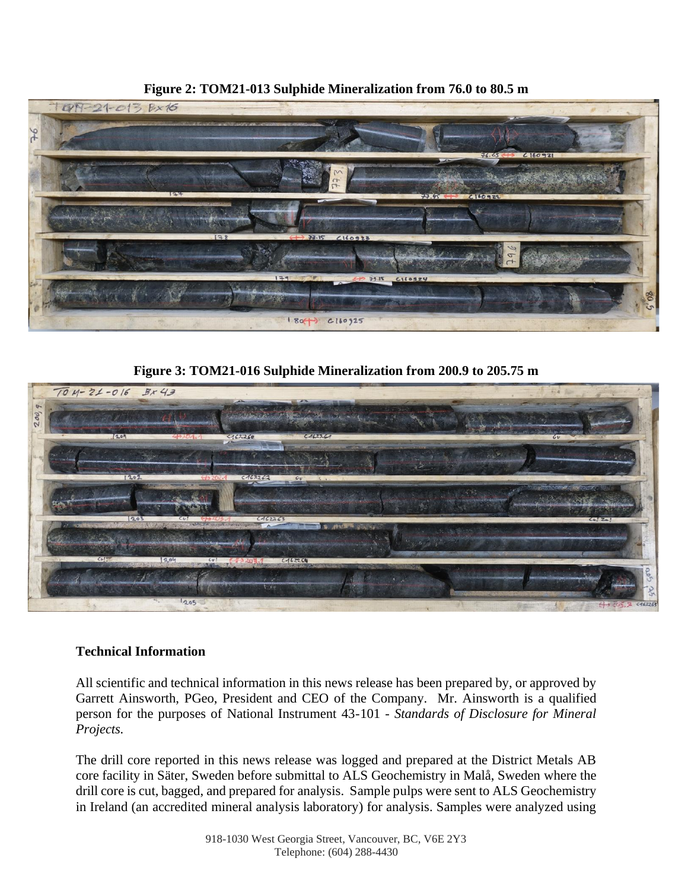**Figure 2: TOM21-013 Sulphide Mineralization from 76.0 to 80.5 m**

**Figure 3: TOM21-016 Sulphide Mineralization from 200.9 to 205.75 m**

**Technical Information**

All scientific and technical information in this news release has been prepared by, or approved by Garrett Ainsworth, PGeo, President and CEO of the Company. Mr. Ainsworth is a qualified person for the purposes of National Instrument 43-101 - *Standards of Disclosure for Mineral Projects.*

The drill core reported in this news release was logged and prepared at the District Metals AB core facility in Säter, Sweden before submittal to ALS Geochemistry in Malå, Sweden where the drill core is cut, bagged, and prepared for analysis. Sample pulps were sent to ALS Geochemistry in Ireland (an accredited mineral analysis laboratory) for analysis. Samples were analyzed using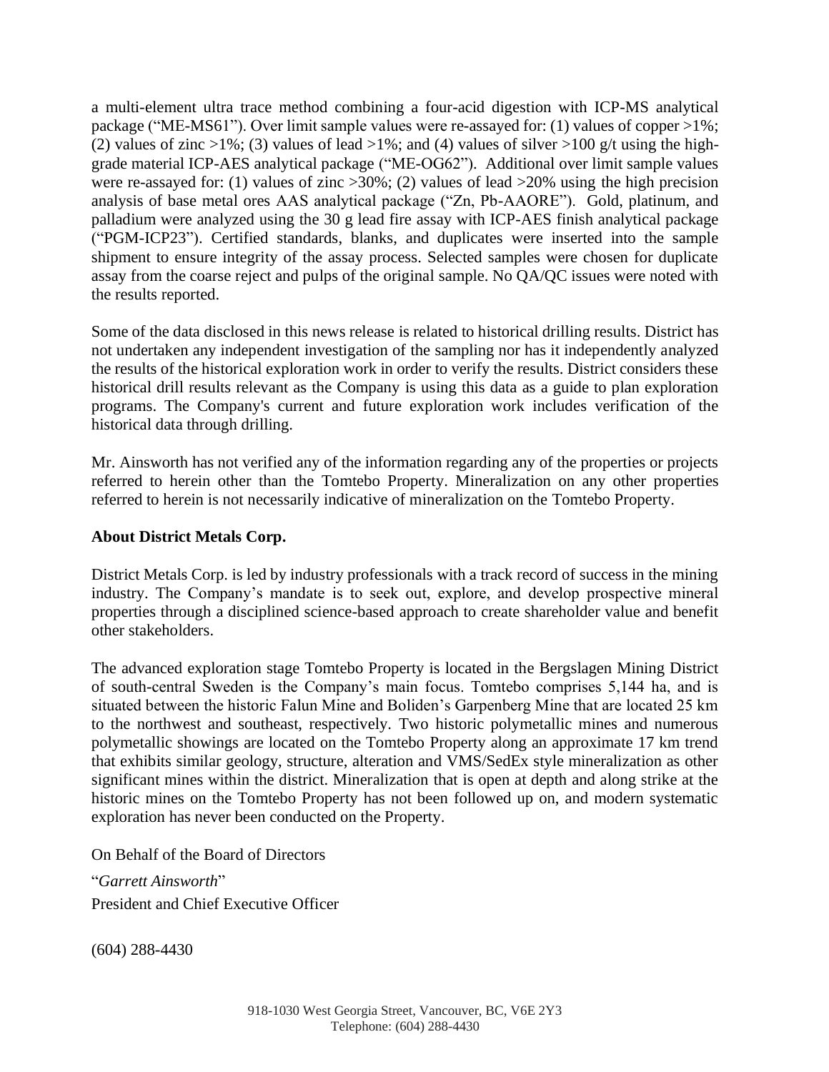a multi-element ultra trace method combining a four-acid digestion with ICP-MS analytical package ("ME-MS61"). Over limit sample values were re-assayed for: (1) values of copper >1%; (2) values of zinc >1%; (3) values of lead >1%; and (4) values of silver >100 g/t using the high-grade material ICP-AES analytical package ("ME-OG62"). Additional over limit sample values were re-assayed for: (1) values of zinc >30%; (2) values of lead >20% using the high precision analysis of base metal ores AAS analytical package ("Zn, Pb-AAORE"). Gold, platinum, and palladium were analyzed using the 30 g lead fire assay with ICP-AES finish analytical package ("PGM-ICP23"). Certified standards, blanks, and duplicates were inserted into the sample shipment to ensure integrity of the assay process. Selected samples were chosen for duplicate assay from the coarse reject and pulps of the original sample. No QA/QC issues were noted with the results reported.

Some of the data disclosed in this news release is related to historical drilling results. District has not undertaken any independent investigation of the sampling nor has it independently analyzed the results of the historical exploration work in order to verify the results. District considers these historical drill results relevant as the Company is using this data as a guide to plan exploration programs. The Company's current and future exploration work includes verification of the historical data through drilling.

Mr. Ainsworth has not verified any of the information regarding any of the properties or projects referred to herein other than the Tomtebo Property. Mineralization on any other properties referred to herein is not necessarily indicative of mineralization on the Tomtebo Property.

**About District Metals Corp.**

District Metals Corp. is led by industry professionals with a track record of success in the mining industry. The Company's mandate is to seek out, explore, and develop prospective mineral properties through a disciplined science-based approach to create shareholder value and benefit other stakeholders.

The advanced exploration stage Tomtebo Property is located in the Bergslagen Mining District of south-central Sweden is the Company's main focus. Tomtebo comprises 5,144 ha, and is situated between the historic Falun Mine and Boliden's Garpenberg Mine that are located 25 km to the northwest and southeast, respectively. Two historic polymetallic mines and numerous polymetallic showings are located on the Tomtebo Property along an approximate 17 km trend that exhibits similar geology, structure, alteration and VMS/SedEx style mineralization as other significant mines within the district. Mineralization that is open at depth and along strike at the historic mines on the Tomtebo Property has not been followed up on, and modern systematic exploration has never been conducted on the Property.

On Behalf of the Board of Directors

"*Garrett Ainsworth*"
President and Chief Executive Officer

(604) 288-4430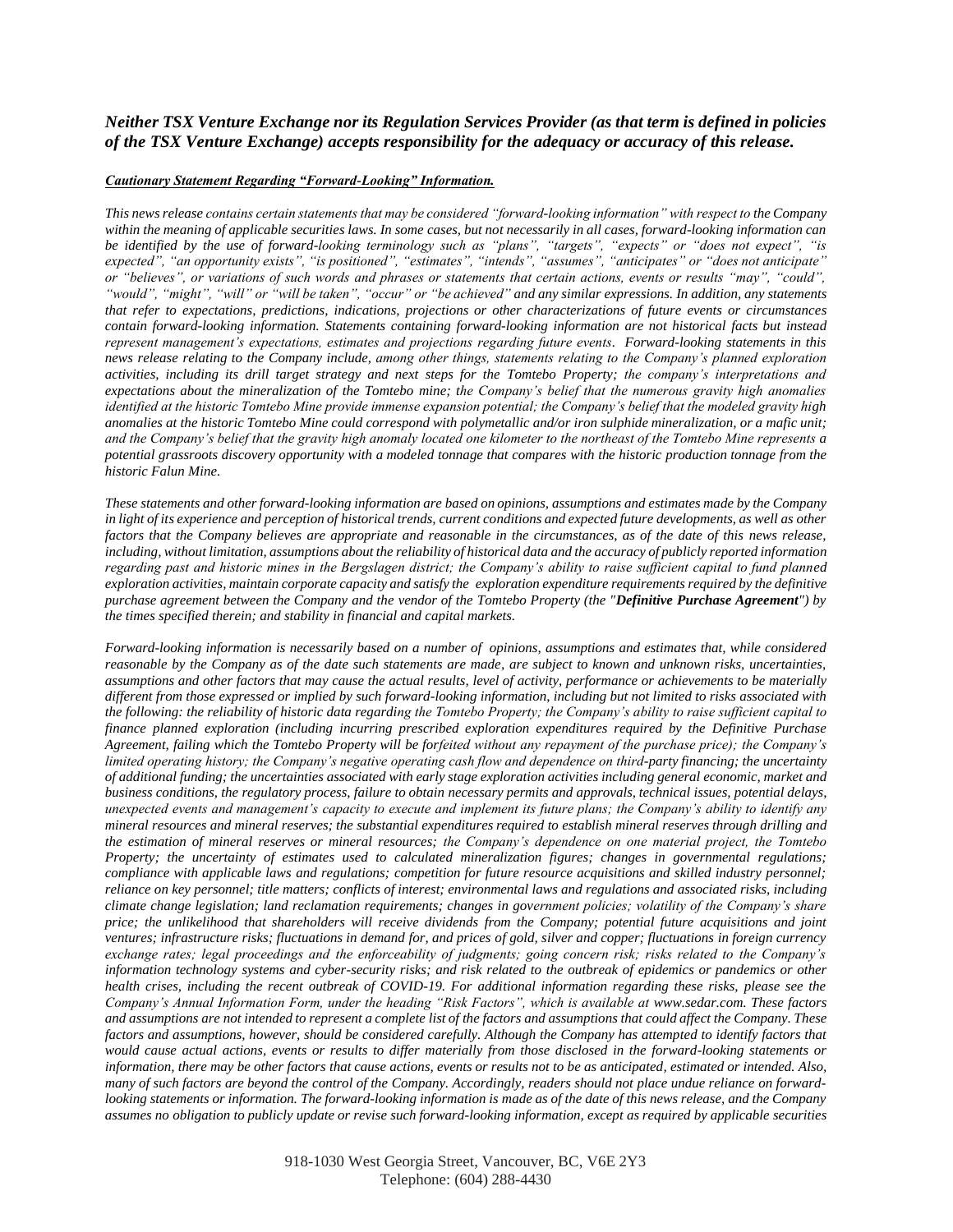***Neither TSX Venture Exchange nor its Regulation Services Provider (as that term is defined in policies of the TSX Venture Exchange) accepts responsibility for the adequacy or accuracy of this release.***

***Cautionary Statement Regarding "Forward-Looking" Information.***

*This news release contains certain statements that may be considered "forward-looking information" with respect to the Company within the meaning of applicable securities laws. In some cases, but not necessarily in all cases, forward-looking information can be identified by the use of forward-looking terminology such as "plans", "targets", "expects" or "does not expect", "is expected", "an opportunity exists", "is positioned", "estimates", "intends", "assumes", "anticipates" or "does not anticipate" or "believes", or variations of such words and phrases or statements that certain actions, events or results "may", "could", "would", "might", "will" or "will be taken", "occur" or "be achieved" and any similar expressions. In addition, any statements that refer to expectations, predictions, indications, projections or other characterizations of future events or circumstances contain forward-looking information. Statements containing forward-looking information are not historical facts but instead represent management's expectations, estimates and projections regarding future events. Forward-looking statements in this news release relating to the Company include, among other things, statements relating to the Company's planned exploration activities, including its drill target strategy and next steps for the Tomtebo Property; the company's interpretations and expectations about the mineralization of the Tomtebo mine; the Company's belief that the numerous gravity high anomalies identified at the historic Tomtebo Mine provide immense expansion potential; the Company's belief that the modeled gravity high anomalies at the historic Tomtebo Mine could correspond with polymetallic and/or iron sulphide mineralization, or a mafic unit; and the Company's belief that the gravity high anomaly located one kilometer to the northeast of the Tomtebo Mine represents a potential grassroots discovery opportunity with a modeled tonnage that compares with the historic production tonnage from the historic Falun Mine.*

*These statements and other forward-looking information are based on opinions, assumptions and estimates made by the Company in light of its experience and perception of historical trends, current conditions and expected future developments, as well as other factors that the Company believes are appropriate and reasonable in the circumstances, as of the date of this news release, including, without limitation, assumptions about the reliability of historical data and the accuracy of publicly reported information regarding past and historic mines in the Bergslagen district; the Company's ability to raise sufficient capital to fund planned exploration activities, maintain corporate capacity and satisfy the exploration expenditure requirements required by the definitive purchase agreement between the Company and the vendor of the Tomtebo Property (the "**Definitive Purchase Agreement**") by the times specified therein; and stability in financial and capital markets.*

*Forward-looking information is necessarily based on a number of opinions, assumptions and estimates that, while considered reasonable by the Company as of the date such statements are made, are subject to known and unknown risks, uncertainties, assumptions and other factors that may cause the actual results, level of activity, performance or achievements to be materially different from those expressed or implied by such forward-looking information, including but not limited to risks associated with the following: the reliability of historic data regarding the Tomtebo Property; the Company's ability to raise sufficient capital to finance planned exploration (including incurring prescribed exploration expenditures required by the Definitive Purchase Agreement, failing which the Tomtebo Property will be forfeited without any repayment of the purchase price); the Company's limited operating history; the Company's negative operating cash flow and dependence on third-party financing; the uncertainty of additional funding; the uncertainties associated with early stage exploration activities including general economic, market and business conditions, the regulatory process, failure to obtain necessary permits and approvals, technical issues, potential delays, unexpected events and management's capacity to execute and implement its future plans; the Company's ability to identify any mineral resources and mineral reserves; the substantial expenditures required to establish mineral reserves through drilling and the estimation of mineral reserves or mineral resources; the Company's dependence on one material project, the Tomtebo Property; the uncertainty of estimates used to calculated mineralization figures; changes in governmental regulations; compliance with applicable laws and regulations; competition for future resource acquisitions and skilled industry personnel; reliance on key personnel; title matters; conflicts of interest; environmental laws and regulations and associated risks, including climate change legislation; land reclamation requirements; changes in government policies; volatility of the Company's share price; the unlikelihood that shareholders will receive dividends from the Company; potential future acquisitions and joint ventures; infrastructure risks; fluctuations in demand for, and prices of gold, silver and copper; fluctuations in foreign currency exchange rates; legal proceedings and the enforceability of judgments; going concern risk; risks related to the Company's information technology systems and cyber-security risks; and risk related to the outbreak of epidemics or pandemics or other health crises, including the recent outbreak of COVID-19. For additional information regarding these risks, please see the Company's Annual Information Form, under the heading "Risk Factors", which is available at www.sedar.com. These factors and assumptions are not intended to represent a complete list of the factors and assumptions that could affect the Company. These factors and assumptions, however, should be considered carefully. Although the Company has attempted to identify factors that would cause actual actions, events or results to differ materially from those disclosed in the forward-looking statements or information, there may be other factors that cause actions, events or results not to be as anticipated, estimated or intended. Also, many of such factors are beyond the control of the Company. Accordingly, readers should not place undue reliance on forward-looking statements or information. The forward-looking information is made as of the date of this news release, and the Company assumes no obligation to publicly update or revise such forward-looking information, except as required by applicable securities*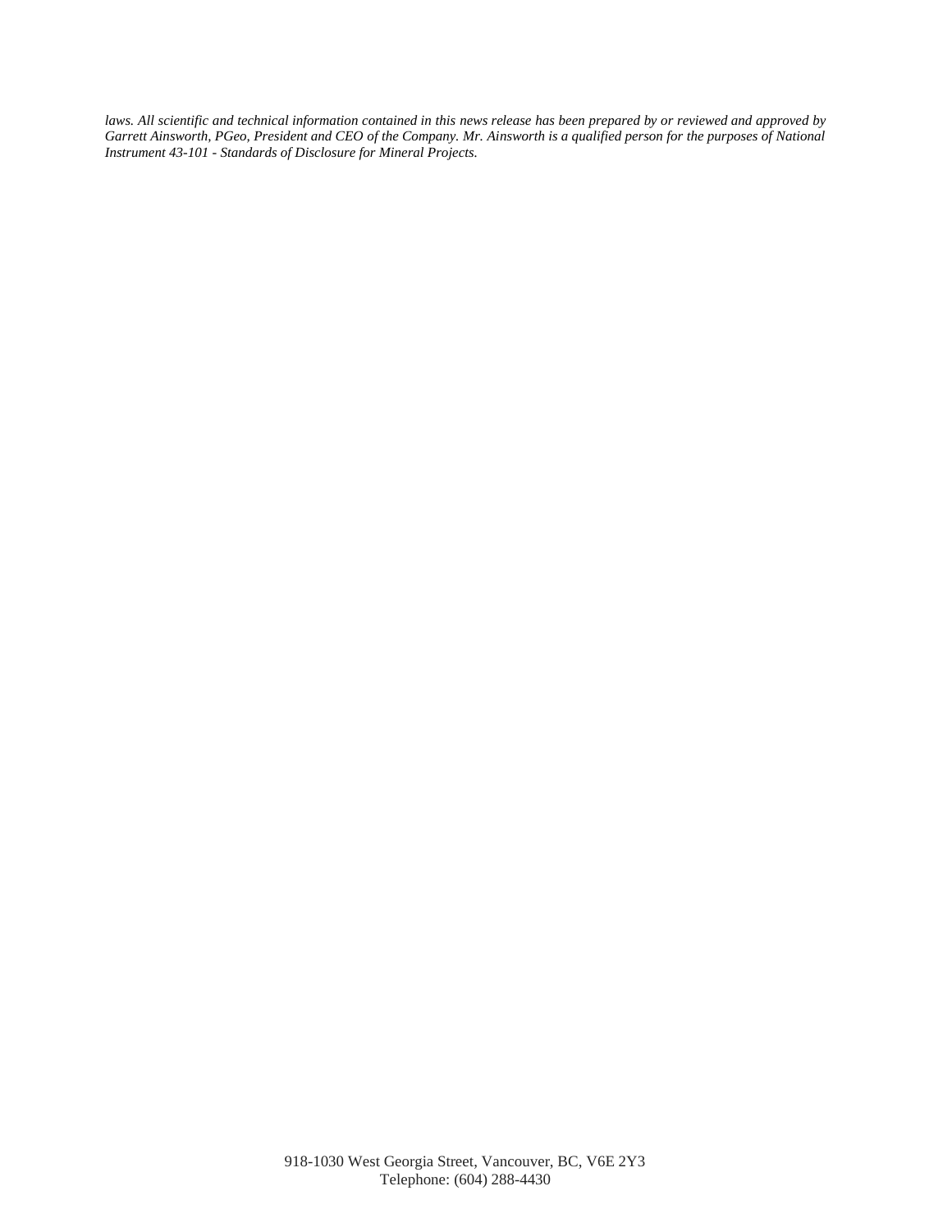*laws. All scientific and technical information contained in this news release has been prepared by or reviewed and approved by Garrett Ainsworth, PGeo, President and CEO of the Company. Mr. Ainsworth is a qualified person for the purposes of National Instrument 43-101 - Standards of Disclosure for Mineral Projects.*